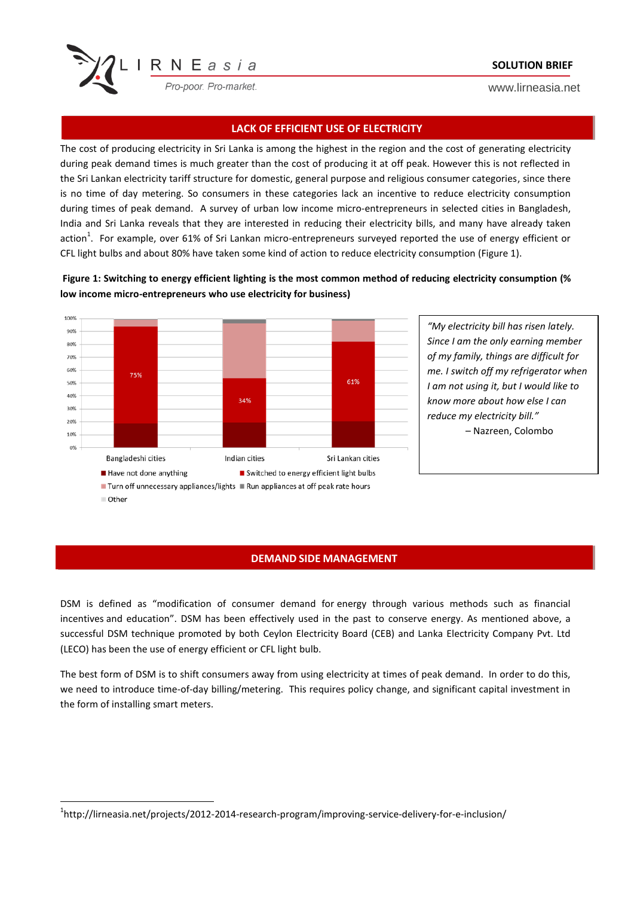**SOLUTION BRIEF**

## LACK OF EFFICIENT USE OF ELECTRICITY

The cost of producing electricity in Sri Lanka is among the highest in the region and the cost of generating electricity during peak demand times is much greater than the cost of producing it at off peak. However this is not reflected in the Sri Lankan electricity tariff structure for domestic, general purpose and religious consumer categories, since there is no time of day metering. So consumers in these categories lack an incentive to reduce electricity consumption during times of peak demand. A survey of urban low income micro-entrepreneurs in selected cities in Bangladesh, India and Sri Lanka reveals that they are interested in reducing their electricity bills, and many have already taken action[1]. For example, over 61% of Sri Lankan micro-entrepreneurs surveyed reported the use of energy efficient or CFL light bulbs and about 80% have taken some kind of action to reduce electricity consumption (Figure 1).

**Figure 1: Switching to energy efficient lighting is the most common method of reducing electricity consumption (% low income micro-entrepreneurs who use electricity for business)**

*"My electricity bill has risen lately. Since I am the only earning member of my family, things are difficult for me. I switch off my refrigerator when I am not using it, but I would like to know more about how else I can reduce my electricity bill."*

– Nazreen, Colombo

## DEMAND SIDE MANAGEMENT

DSM is defined as "modification of consumer demand for energy through various methods such as financial incentives and education". DSM has been effectively used in the past to conserve energy. As mentioned above, a successful DSM technique promoted by both Ceylon Electricity Board (CEB) and Lanka Electricity Company Pvt. Ltd (LECO) has been the use of energy efficient or CFL light bulb.

The best form of DSM is to shift consumers away from using electricity at times of peak demand. In order to do this, we need to introduce time-of-day billing/metering. This requires policy change, and significant capital investment in the form of installing smart meters.

[1] http://lirneasia.net/projects/2012-2014-research-program/improving-service-delivery-for-e-inclusion/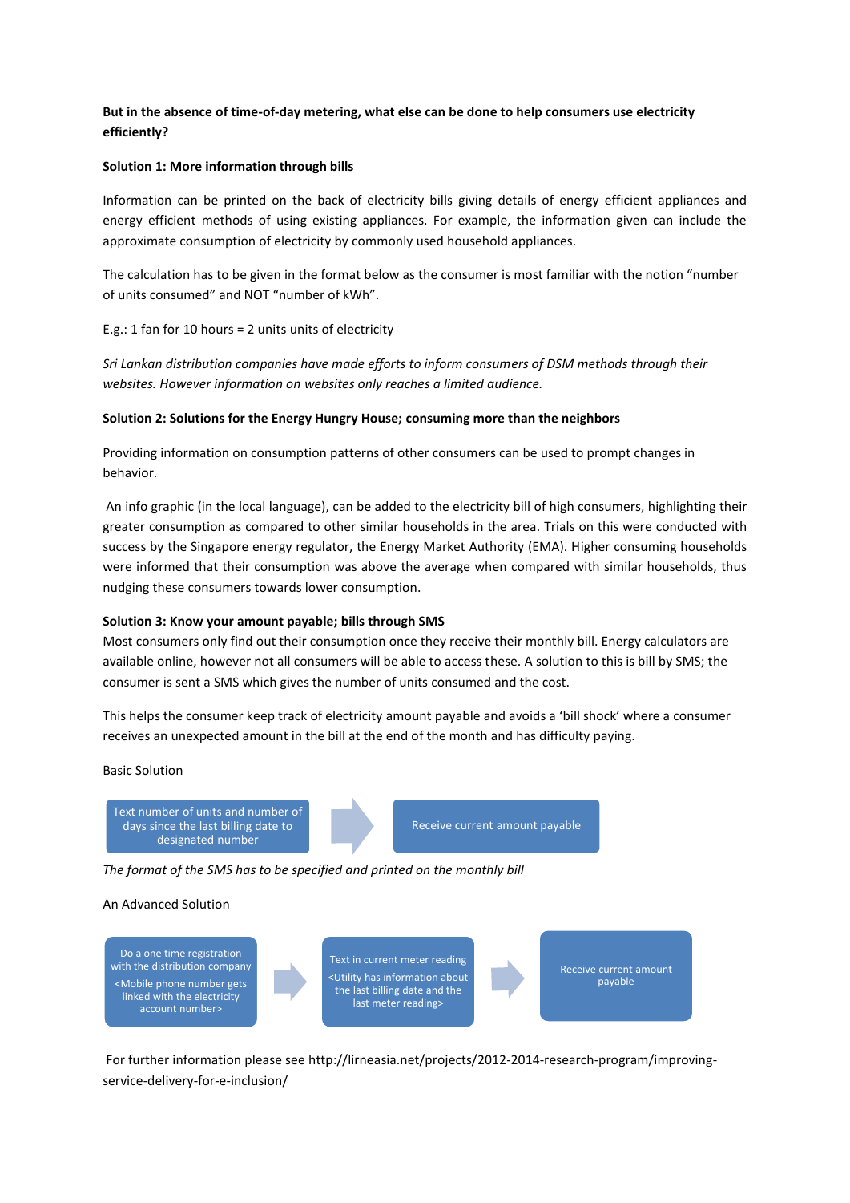**But in the absence of time-of-day metering, what else can be done to help consumers use electricity efficiently?**

**Solution 1: More information through bills**

Information can be printed on the back of electricity bills giving details of energy efficient appliances and energy efficient methods of using existing appliances. For example, the information given can include the approximate consumption of electricity by commonly used household appliances.

The calculation has to be given in the format below as the consumer is most familiar with the notion "number of units consumed" and NOT "number of kWh".

E.g.: 1 fan for 10 hours = 2 units units of electricity

*Sri Lankan distribution companies have made efforts to inform consumers of DSM methods through their websites. However information on websites only reaches a limited audience.*

**Solution 2: Solutions for the Energy Hungry House; consuming more than the neighbors**

Providing information on consumption patterns of other consumers can be used to prompt changes in behavior.

An info graphic (in the local language), can be added to the electricity bill of high consumers, highlighting their greater consumption as compared to other similar households in the area. Trials on this were conducted with success by the Singapore energy regulator, the Energy Market Authority (EMA). Higher consuming households were informed that their consumption was above the average when compared with similar households, thus nudging these consumers towards lower consumption.

**Solution 3: Know your amount payable; bills through SMS**

Most consumers only find out their consumption once they receive their monthly bill. Energy calculators are available online, however not all consumers will be able to access these. A solution to this is bill by SMS; the consumer is sent a SMS which gives the number of units consumed and the cost.

This helps the consumer keep track of electricity amount payable and avoids a 'bill shock' where a consumer receives an unexpected amount in the bill at the end of the month and has difficulty paying.

Basic Solution

Text number of units and number of days since the last billing date to designated number → Receive current amount payable

*The format of the SMS has to be specified and printed on the monthly bill*

An Advanced Solution

Do a one time registration with the distribution company <Mobile phone number gets linked with the electricity account number> → Text in current meter reading <Utility has information about the last billing date and the last meter reading> → Receive current amount payable

For further information please see http://lirneasia.net/projects/2012-2014-research-program/improving-service-delivery-for-e-inclusion/